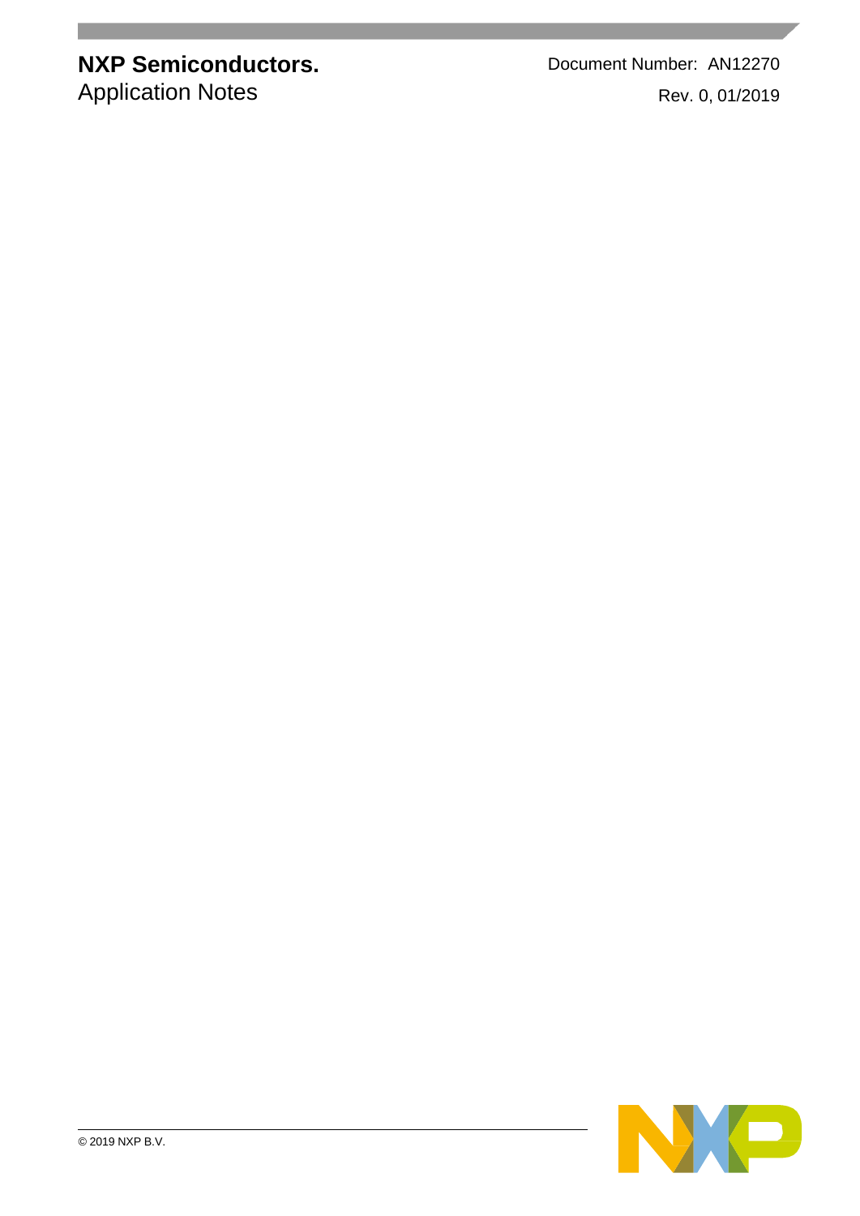**NXP Semiconductors.**
Application Notes

Document Number: AN12270
Rev. 0, 01/2019

© 2019 NXP B.V.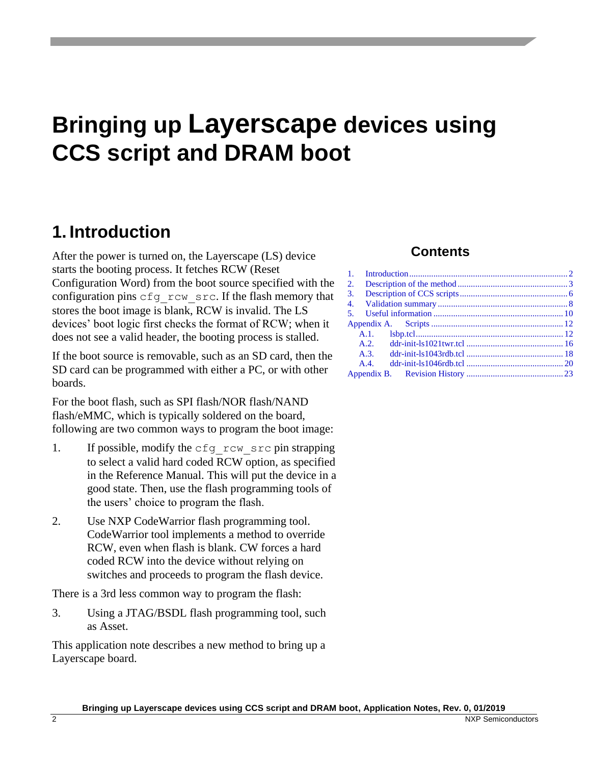# Bringing up Layerscape devices using CCS script and DRAM boot

## Contents

1. Introduction ........ 2
2. Description of the method ........ 3
3. Description of CCS scripts ........ 6
4. Validation summary ........ 8
5. Useful information ........ 10

Appendix A. Scripts ........ 12

- A.1. lsbp.tcl ........ 12
- A.2. ddr-init-ls1021twr.tcl ........ 16
- A.3. ddr-init-ls1043rdb.tcl ........ 18
- A.4. ddr-init-ls1046rdb.tcl ........ 20

Appendix B. Revision History ........ 23

## 1. Introduction

After the power is turned on, the Layerscape (LS) device starts the booting process. It fetches RCW (Reset Configuration Word) from the boot source specified with the configuration pins `cfg_rcw_src`. If the flash memory that stores the boot image is blank, RCW is invalid. The LS devices' boot logic first checks the format of RCW; when it does not see a valid header, the booting process is stalled.

If the boot source is removable, such as an SD card, then the SD card can be programmed with either a PC, or with other boards.

For the boot flash, such as SPI flash/NOR flash/NAND flash/eMMC, which is typically soldered on the board, following are two common ways to program the boot image:

1. If possible, modify the `cfg_rcw_src` pin strapping to select a valid hard coded RCW option, as specified in the Reference Manual. This will put the device in a good state. Then, use the flash programming tools of the users' choice to program the flash.
2. Use NXP CodeWarrior flash programming tool. CodeWarrior tool implements a method to override RCW, even when flash is blank. CW forces a hard coded RCW into the device without relying on switches and proceeds to program the flash device.

There is a 3rd less common way to program the flash:

3. Using a JTAG/BSDL flash programming tool, such as Asset.

This application note describes a new method to bring up a Layerscape board.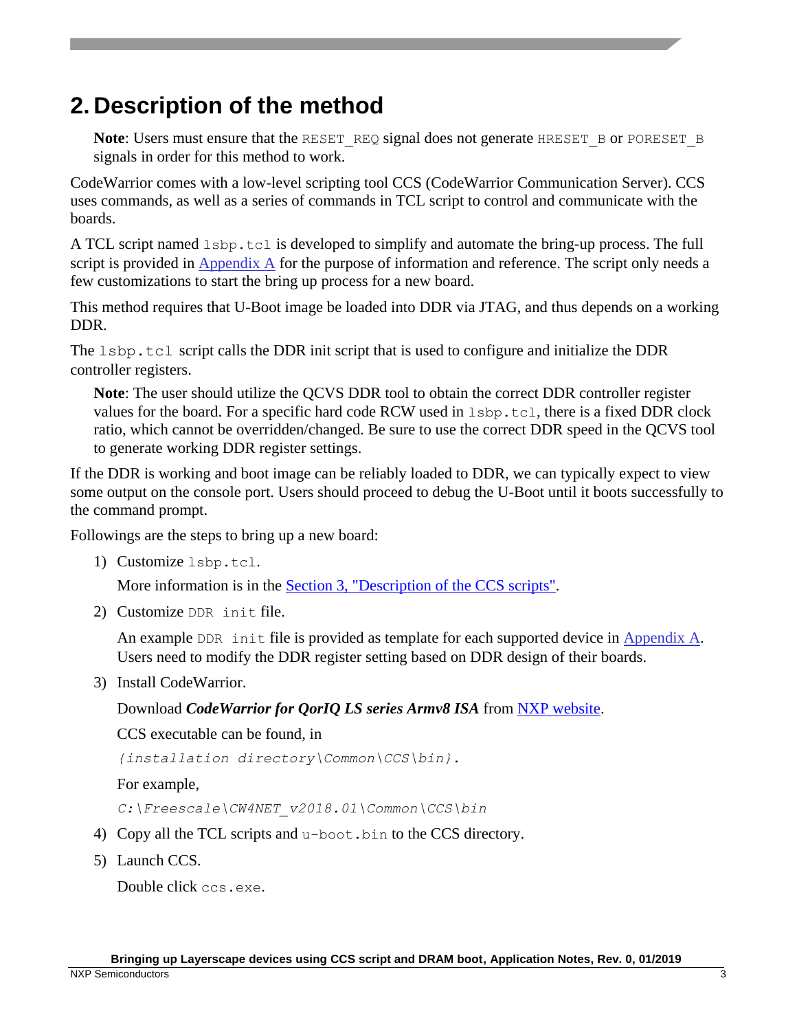## 2. Description of the method

**Note**: Users must ensure that the `RESET_REQ` signal does not generate `HRESET_B` or `PORESET_B` signals in order for this method to work.

CodeWarrior comes with a low-level scripting tool CCS (CodeWarrior Communication Server). CCS uses commands, as well as a series of commands in TCL script to control and communicate with the boards.

A TCL script named `lsbp.tcl` is developed to simplify and automate the bring-up process. The full script is provided in Appendix A for the purpose of information and reference. The script only needs a few customizations to start the bring up process for a new board.

This method requires that U-Boot image be loaded into DDR via JTAG, and thus depends on a working DDR.

The `lsbp.tcl` script calls the DDR init script that is used to configure and initialize the DDR controller registers.

**Note**: The user should utilize the QCVS DDR tool to obtain the correct DDR controller register values for the board. For a specific hard code RCW used in `lsbp.tcl`, there is a fixed DDR clock ratio, which cannot be overridden/changed. Be sure to use the correct DDR speed in the QCVS tool to generate working DDR register settings.

If the DDR is working and boot image can be reliably loaded to DDR, we can typically expect to view some output on the console port. Users should proceed to debug the U-Boot until it boots successfully to the command prompt.

Followings are the steps to bring up a new board:

1) Customize `lsbp.tcl`.

   More information is in the Section 3, "Description of the CCS scripts".

2) Customize `DDR init` file.

   An example `DDR init` file is provided as template for each supported device in Appendix A. Users need to modify the DDR register setting based on DDR design of their boards.

3) Install CodeWarrior.

   Download ***CodeWarrior for QorIQ LS series Armv8 ISA*** from NXP website.

   CCS executable can be found, in

   *{installation directory\Common\CCS\bin}.*

   For example,

   *C:\Freescale\CW4NET_v2018.01\Common\CCS\bin*

4) Copy all the TCL scripts and `u-boot.bin` to the CCS directory.

5) Launch CCS.

   Double click `ccs.exe`.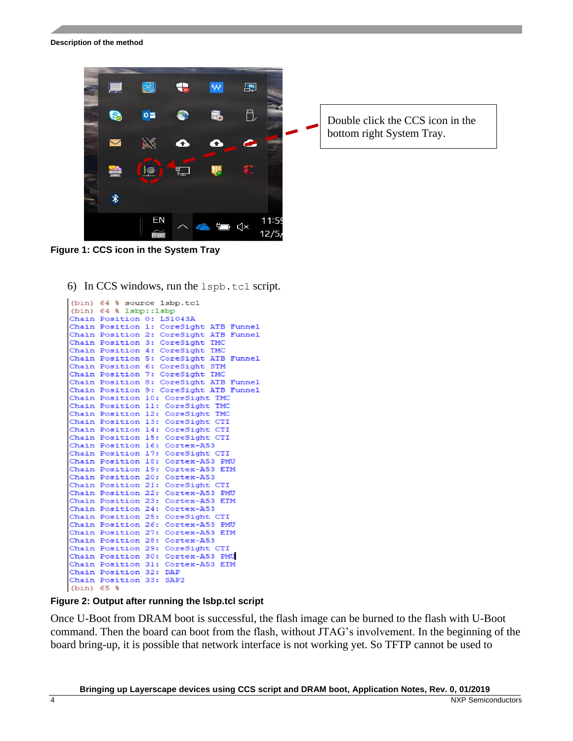Double click the CCS icon in the bottom right System Tray.

**Figure 1: CCS icon in the System Tray**

6) In CCS windows, run the `lspb.tcl` script.

```
(bin) 64 % source lsbp.tcl
(bin) 64 % lsbp::lsbp
Chain Position 0: LS1043A
Chain Position 1: CoreSight ATB Funnel
Chain Position 2: CoreSight ATB Funnel
Chain Position 3: CoreSight TMC
Chain Position 4: CoreSight TMC
Chain Position 5: CoreSight ATB Funnel
Chain Position 6: CoreSight STM
Chain Position 7: CoreSight TMC
Chain Position 8: CoreSight ATB Funnel
Chain Position 9: CoreSight ATB Funnel
Chain Position 10: CoreSight TMC
Chain Position 11: CoreSight TMC
Chain Position 12: CoreSight TMC
Chain Position 13: CoreSight CTI
Chain Position 14: CoreSight CTI
Chain Position 15: CoreSight CTI
Chain Position 16: Cortex-A53
Chain Position 17: CoreSight CTI
Chain Position 18: Cortex-A53 PMU
Chain Position 19: Cortex-A53 ETM
Chain Position 20: Cortex-A53
Chain Position 21: CoreSight CTI
Chain Position 22: Cortex-A53 PMU
Chain Position 23: Cortex-A53 ETM
Chain Position 24: Cortex-A53
Chain Position 25: CoreSight CTI
Chain Position 26: Cortex-A53 PMU
Chain Position 27: Cortex-A53 ETM
Chain Position 28: Cortex-A53
Chain Position 29: CoreSight CTI
Chain Position 30: Cortex-A53 PMU
Chain Position 31: Cortex-A53 ETM
Chain Position 32: DAP
Chain Position 33: SAP2
(bin) 65 %
```

**Figure 2: Output after running the lsbp.tcl script**

Once U-Boot from DRAM boot is successful, the flash image can be burned to the flash with U-Boot command. Then the board can boot from the flash, without JTAG's involvement. In the beginning of the board bring-up, it is possible that network interface is not working yet. So TFTP cannot be used to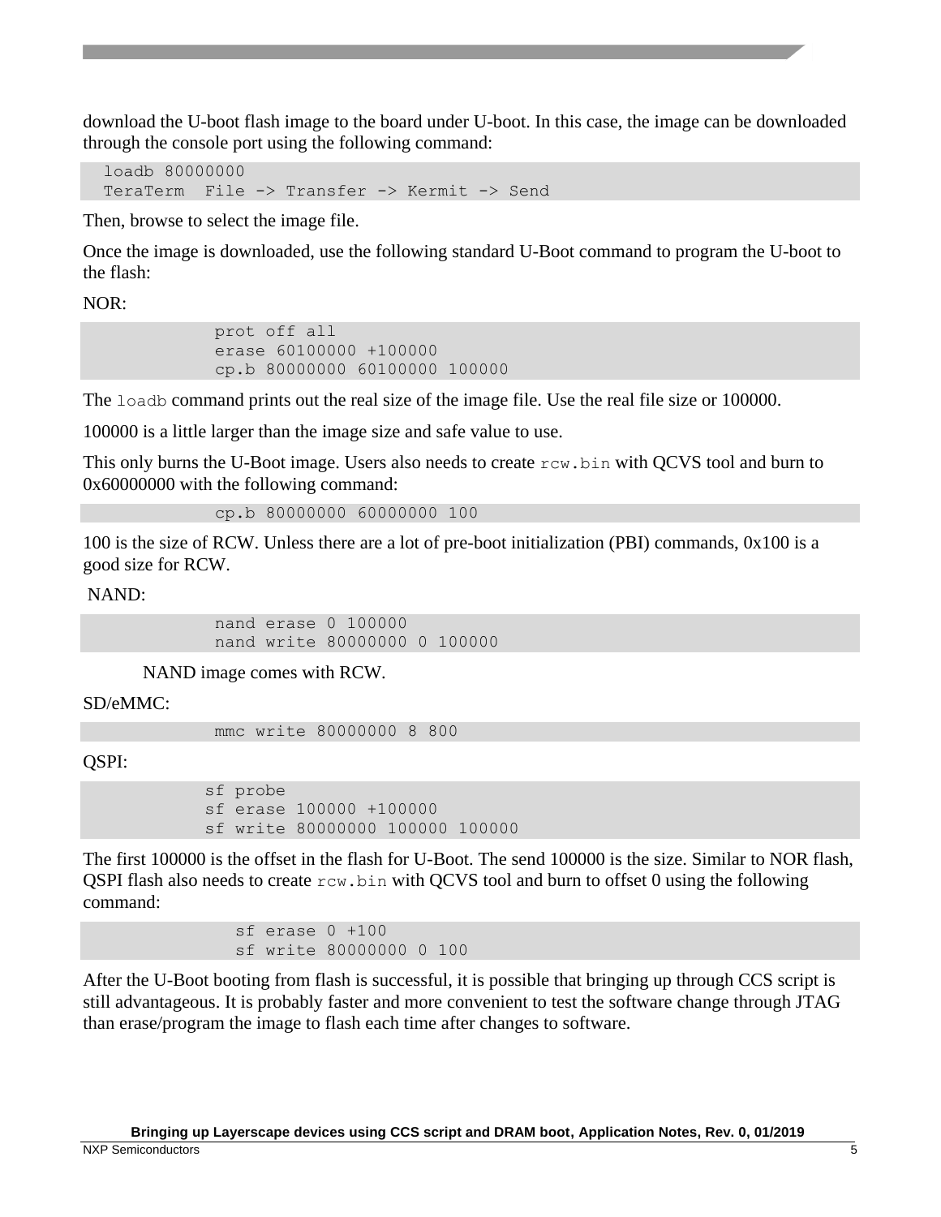download the U-boot flash image to the board under U-boot. In this case, the image can be downloaded through the console port using the following command:

```
loadb 80000000
TeraTerm  File -> Transfer -> Kermit -> Send
```

Then, browse to select the image file.

Once the image is downloaded, use the following standard U-Boot command to program the U-boot to the flash:

NOR:

```
prot off all
erase 60100000 +100000
cp.b 80000000 60100000 100000
```

The `loadb` command prints out the real size of the image file. Use the real file size or 100000.

100000 is a little larger than the image size and safe value to use.

This only burns the U-Boot image. Users also needs to create `rcw.bin` with QCVS tool and burn to 0x60000000 with the following command:

```
cp.b 80000000 60000000 100
```

100 is the size of RCW. Unless there are a lot of pre-boot initialization (PBI) commands, 0x100 is a good size for RCW.

NAND:

```
nand erase 0 100000
nand write 80000000 0 100000
```

NAND image comes with RCW.

SD/eMMC:

```
mmc write 80000000 8 800
```

QSPI:

```
sf probe
sf erase 100000 +100000
sf write 80000000 100000 100000
```

The first 100000 is the offset in the flash for U-Boot. The send 100000 is the size. Similar to NOR flash, QSPI flash also needs to create `rcw.bin` with QCVS tool and burn to offset 0 using the following command:

```
sf erase 0 +100
sf write 80000000 0 100
```

After the U-Boot booting from flash is successful, it is possible that bringing up through CCS script is still advantageous. It is probably faster and more convenient to test the software change through JTAG than erase/program the image to flash each time after changes to software.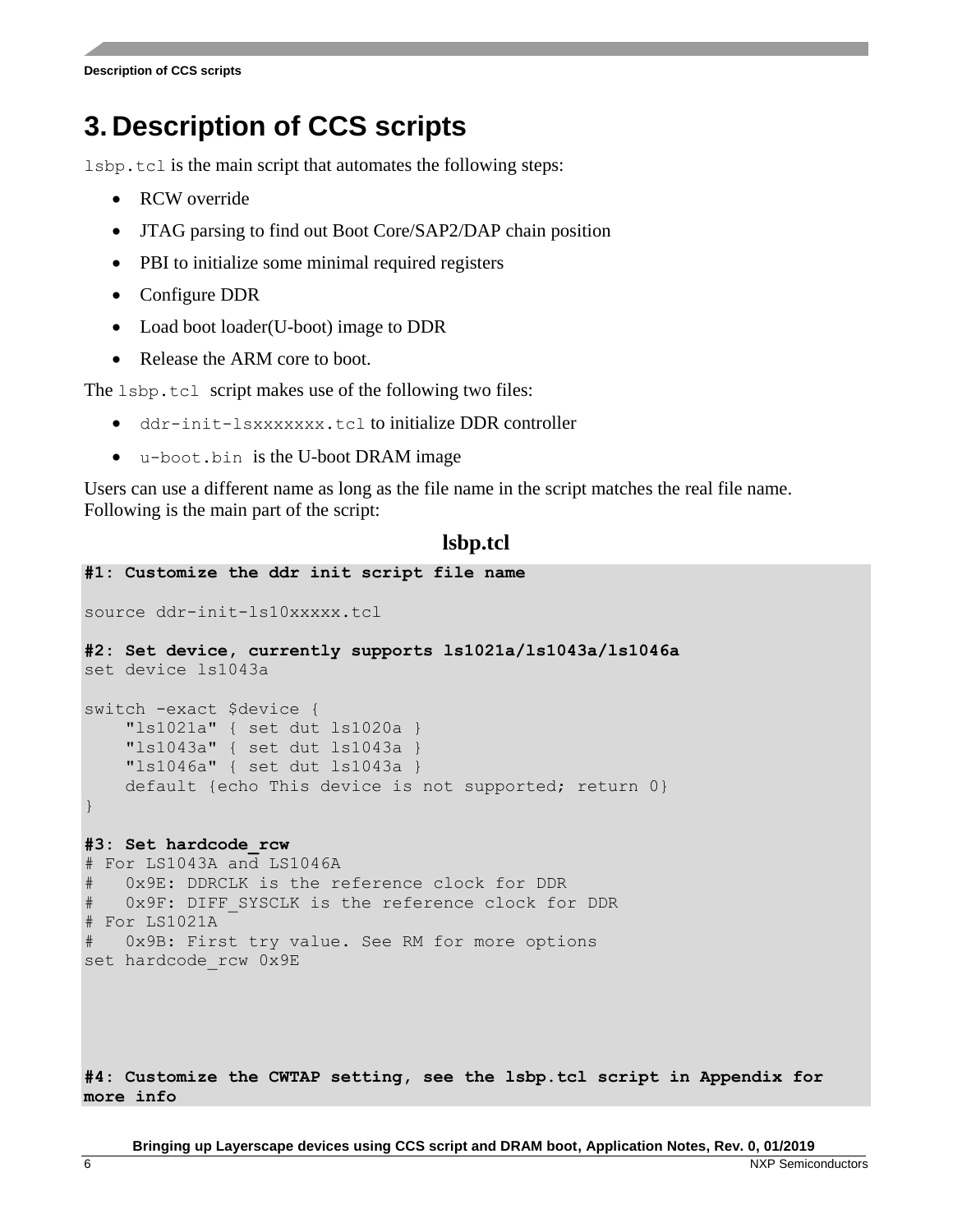# 3. Description of CCS scripts

`lsbp.tcl` is the main script that automates the following steps:

- RCW override
- JTAG parsing to find out Boot Core/SAP2/DAP chain position
- PBI to initialize some minimal required registers
- Configure DDR
- Load boot loader(U-boot) image to DDR
- Release the ARM core to boot.

The `lsbp.tcl` script makes use of the following two files:

- `ddr-init-lsxxxxxxx.tcl` to initialize DDR controller
- `u-boot.bin` is the U-boot DRAM image

Users can use a different name as long as the file name in the script matches the real file name. Following is the main part of the script:

**lsbp.tcl**

```
#1: Customize the ddr init script file name

source ddr-init-ls10xxxxx.tcl

#2: Set device, currently supports ls1021a/ls1043a/ls1046a
set device ls1043a

switch -exact $device {
    "ls1021a" { set dut ls1020a }
    "ls1043a" { set dut ls1043a }
    "ls1046a" { set dut ls1043a }
    default {echo This device is not supported; return 0}
}

#3: Set hardcode_rcw
# For LS1043A and LS1046A
#   0x9E: DDRCLK is the reference clock for DDR
#   0x9F: DIFF_SYSCLK is the reference clock for DDR
# For LS1021A
#   0x9B: First try value. See RM for more options
set hardcode_rcw 0x9E




#4: Customize the CWTAP setting, see the lsbp.tcl script in Appendix for
more info
```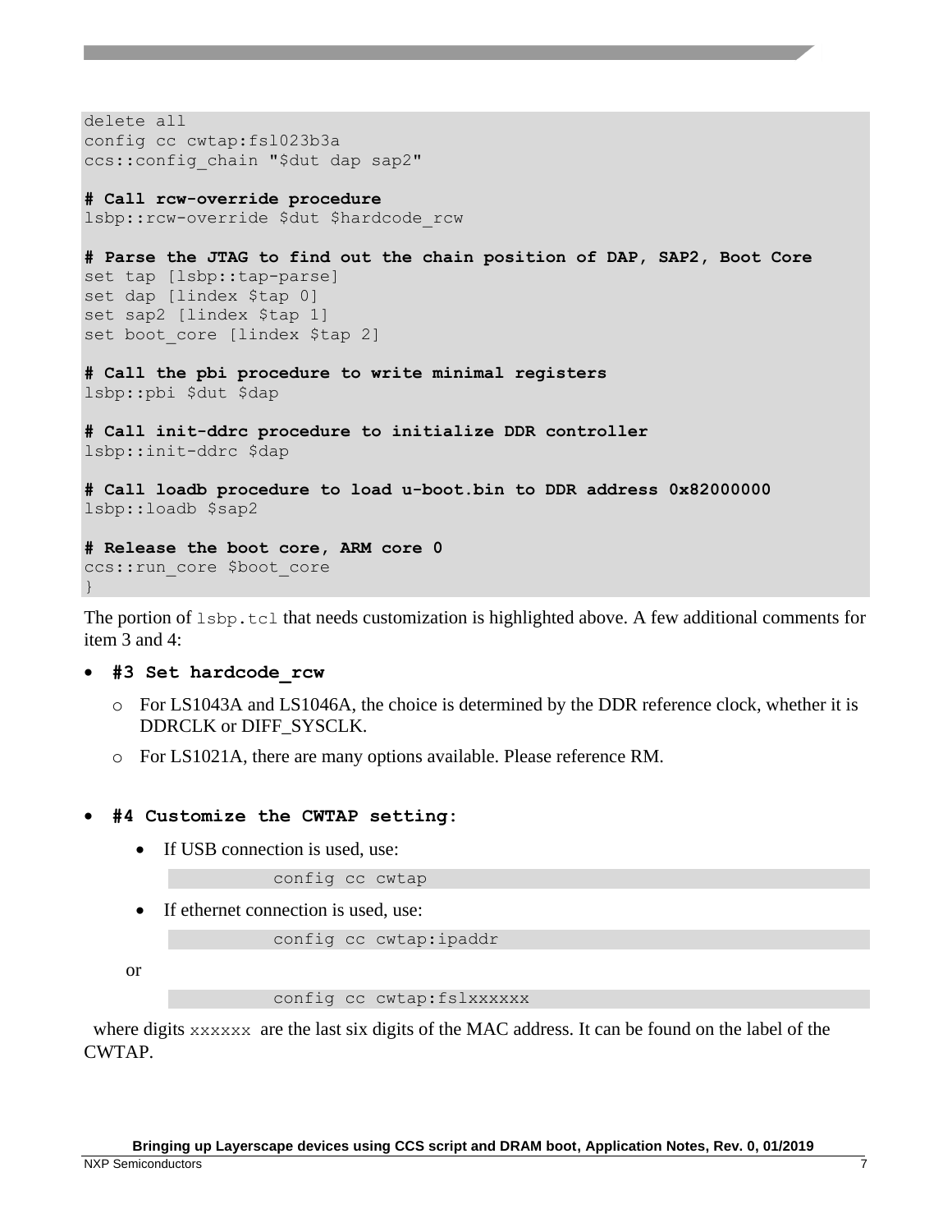```
delete all
config cc cwtap:fsl023b3a
ccs::config_chain "$dut dap sap2"

# Call rcw-override procedure
lsbp::rcw-override $dut $hardcode_rcw

# Parse the JTAG to find out the chain position of DAP, SAP2, Boot Core
set tap [lsbp::tap-parse]
set dap [lindex $tap 0]
set sap2 [lindex $tap 1]
set boot_core [lindex $tap 2]

# Call the pbi procedure to write minimal registers
lsbp::pbi $dut $dap

# Call init-ddrc procedure to initialize DDR controller
lsbp::init-ddrc $dap

# Call loadb procedure to load u-boot.bin to DDR address 0x82000000
lsbp::loadb $sap2

# Release the boot core, ARM core 0
ccs::run_core $boot_core
}
```

The portion of `lsbp.tcl` that needs customization is highlighted above. A few additional comments for item 3 and 4:

- **`#3 Set hardcode_rcw`**
  - For LS1043A and LS1046A, the choice is determined by the DDR reference clock, whether it is DDRCLK or DIFF_SYSCLK.
  - For LS1021A, there are many options available. Please reference RM.

- **`#4 Customize the CWTAP setting:`**
  - If USB connection is used, use:

    ```
    config cc cwtap
    ```

  - If ethernet connection is used, use:

    ```
    config cc cwtap:ipaddr
    ```

    or

    ```
    config cc cwtap:fslxxxxxx
    ```

where digits `xxxxxx` are the last six digits of the MAC address. It can be found on the label of the CWTAP.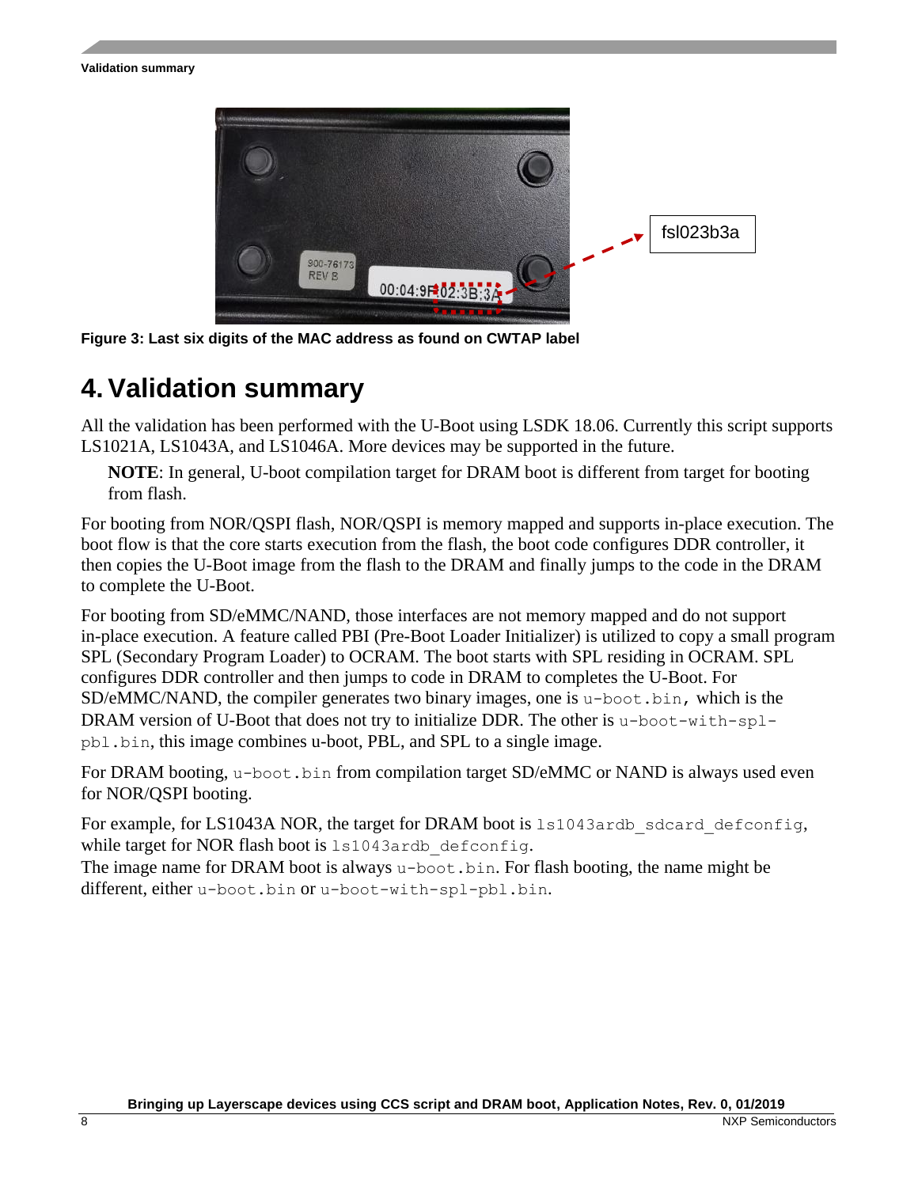fsl023b3a

Figure 3: Last six digits of the MAC address as found on CWTAP label

# 4. Validation summary

All the validation has been performed with the U-Boot using LSDK 18.06. Currently this script supports LS1021A, LS1043A, and LS1046A. More devices may be supported in the future.

> **NOTE**: In general, U-boot compilation target for DRAM boot is different from target for booting from flash.

For booting from NOR/QSPI flash, NOR/QSPI is memory mapped and supports in-place execution. The boot flow is that the core starts execution from the flash, the boot code configures DDR controller, it then copies the U-Boot image from the flash to the DRAM and finally jumps to the code in the DRAM to complete the U-Boot.

For booting from SD/eMMC/NAND, those interfaces are not memory mapped and do not support in-place execution. A feature called PBI (Pre-Boot Loader Initializer) is utilized to copy a small program SPL (Secondary Program Loader) to OCRAM. The boot starts with SPL residing in OCRAM. SPL configures DDR controller and then jumps to code in DRAM to completes the U-Boot. For SD/eMMC/NAND, the compiler generates two binary images, one is `u-boot.bin`, which is the DRAM version of U-Boot that does not try to initialize DDR. The other is `u-boot-with-spl-pbl.bin`, this image combines u-boot, PBL, and SPL to a single image.

For DRAM booting, `u-boot.bin` from compilation target SD/eMMC or NAND is always used even for NOR/QSPI booting.

For example, for LS1043A NOR, the target for DRAM boot is `ls1043ardb_sdcard_defconfig`, while target for NOR flash boot is `ls1043ardb_defconfig`.
The image name for DRAM boot is always `u-boot.bin`. For flash booting, the name might be different, either `u-boot.bin` or `u-boot-with-spl-pbl.bin`.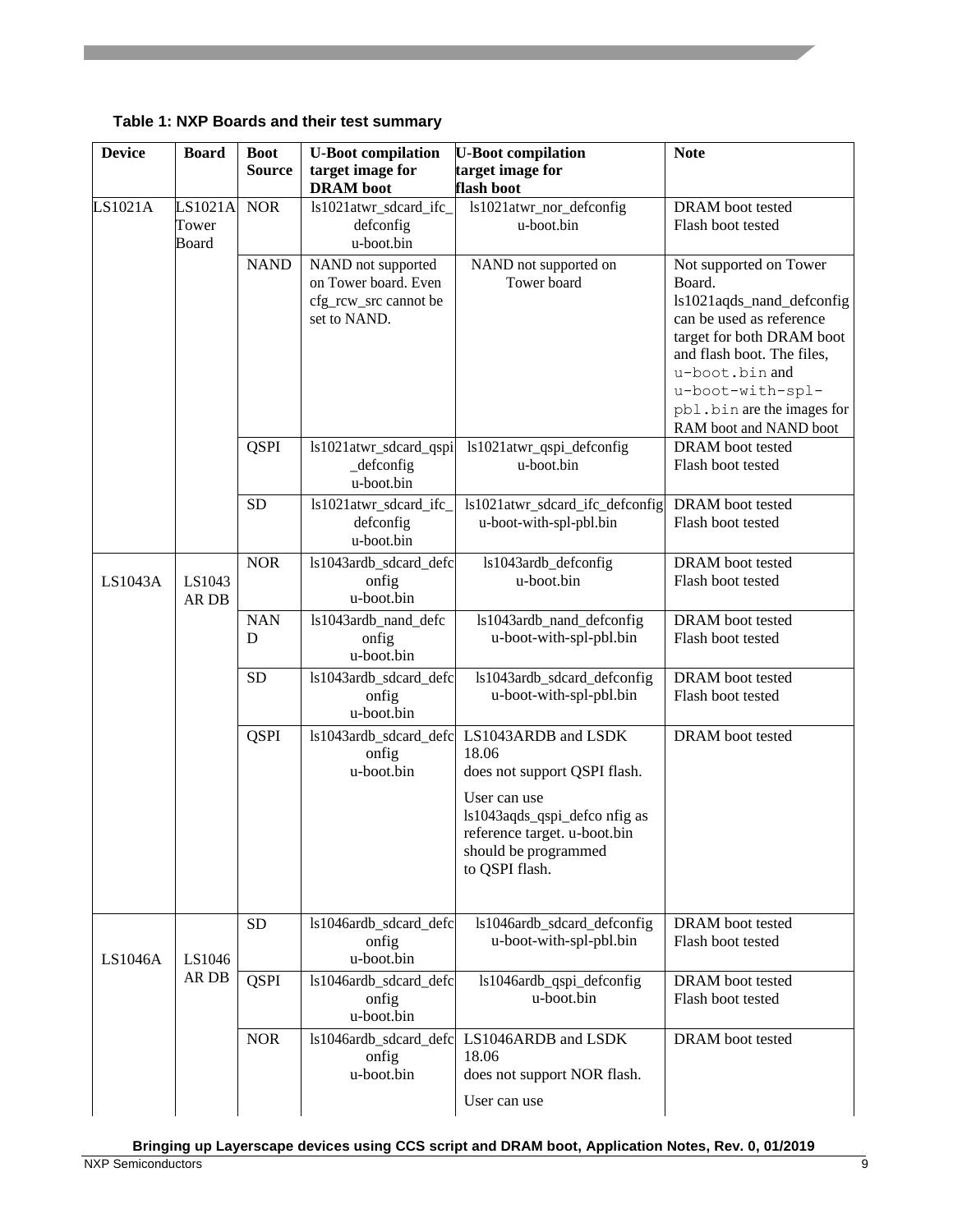**Table 1: NXP Boards and their test summary**

| Device | Board | Boot Source | U-Boot compilation target image for DRAM boot | U-Boot compilation target image for flash boot | Note |
|---|---|---|---|---|---|
| LS1021A | LS1021A Tower Board | NOR | ls1021atwr_sdcard_ifc_defconfig u-boot.bin | ls1021atwr_nor_defconfig u-boot.bin | DRAM boot tested Flash boot tested |
| | | NAND | NAND not supported on Tower board. Even cfg_rcw_src cannot be set to NAND. | NAND not supported on Tower board | Not supported on Tower Board. ls1021aqds_nand_defconfig can be used as reference target for both DRAM boot and flash boot. The files, u-boot.bin and u-boot-with-spl-pbl.bin are the images for RAM boot and NAND boot |
| | | QSPI | ls1021atwr_sdcard_qspi_defconfig u-boot.bin | ls1021atwr_qspi_defconfig u-boot.bin | DRAM boot tested Flash boot tested |
| | | SD | ls1021atwr_sdcard_ifc_defconfig u-boot.bin | ls1021atwr_sdcard_ifc_defconfig u-boot-with-spl-pbl.bin | DRAM boot tested Flash boot tested |
| LS1043A | LS1043 AR DB | NOR | ls1043ardb_sdcard_defconfig u-boot.bin | ls1043ardb_defconfig u-boot.bin | DRAM boot tested Flash boot tested |
| | | NAND | ls1043ardb_nand_defconfig u-boot.bin | ls1043ardb_nand_defconfig u-boot-with-spl-pbl.bin | DRAM boot tested Flash boot tested |
| | | SD | ls1043ardb_sdcard_defconfig u-boot.bin | ls1043ardb_sdcard_defconfig u-boot-with-spl-pbl.bin | DRAM boot tested Flash boot tested |
| | | QSPI | ls1043ardb_sdcard_defconfig u-boot.bin | LS1043ARDB and LSDK 18.06 does not support QSPI flash. User can use ls1043aqds_qspi_defco nfig as reference target. u-boot.bin should be programmed to QSPI flash. | DRAM boot tested |
| LS1046A | LS1046 AR DB | SD | ls1046ardb_sdcard_defconfig u-boot.bin | ls1046ardb_sdcard_defconfig u-boot-with-spl-pbl.bin | DRAM boot tested Flash boot tested |
| | | QSPI | ls1046ardb_sdcard_defconfig u-boot.bin | ls1046ardb_qspi_defconfig u-boot.bin | DRAM boot tested Flash boot tested |
| | | NOR | ls1046ardb_sdcard_defconfig u-boot.bin | LS1046ARDB and LSDK 18.06 does not support NOR flash. User can use | DRAM boot tested |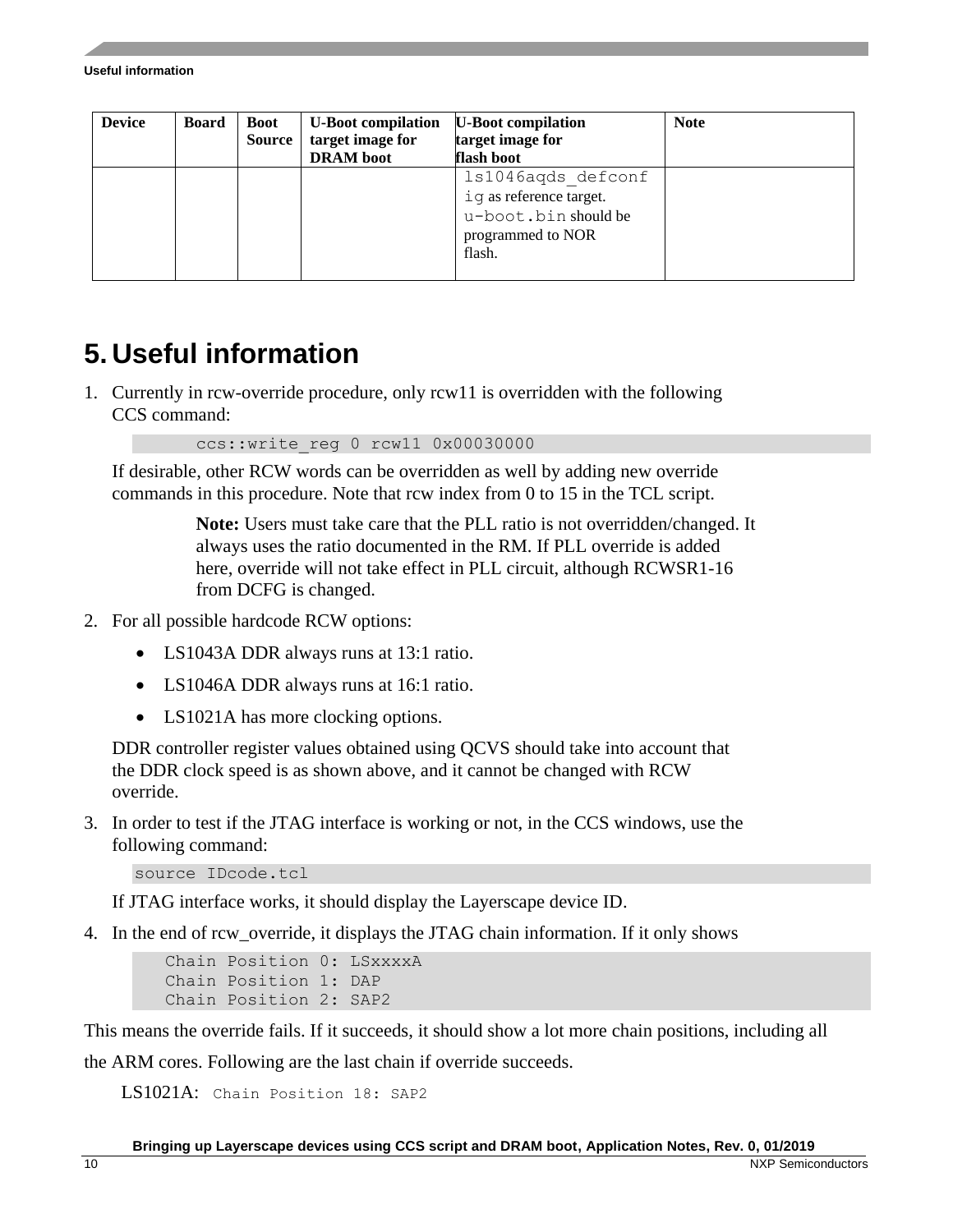| Device | Board | Boot Source | U-Boot compilation target image for DRAM boot | U-Boot compilation target image for flash boot | Note |
|---|---|---|---|---|---|
| | | | | `ls1046aqds_defconfig` as reference target. `u-boot.bin` should be programmed to NOR flash. | |

# 5. Useful information

1. Currently in rcw-override procedure, only rcw11 is overridden with the following CCS command:

   ```
   ccs::write_reg 0 rcw11 0x00030000
   ```

   If desirable, other RCW words can be overridden as well by adding new override commands in this procedure. Note that rcw index from 0 to 15 in the TCL script.

   > **Note:** Users must take care that the PLL ratio is not overridden/changed. It always uses the ratio documented in the RM. If PLL override is added here, override will not take effect in PLL circuit, although RCWSR1-16 from DCFG is changed.

2. For all possible hardcode RCW options:

   - LS1043A DDR always runs at 13:1 ratio.
   - LS1046A DDR always runs at 16:1 ratio.
   - LS1021A has more clocking options.

   DDR controller register values obtained using QCVS should take into account that the DDR clock speed is as shown above, and it cannot be changed with RCW override.

3. In order to test if the JTAG interface is working or not, in the CCS windows, use the following command:

   ```
   source IDcode.tcl
   ```

   If JTAG interface works, it should display the Layerscape device ID.

4. In the end of rcw_override, it displays the JTAG chain information. If it only shows

   ```
   Chain Position 0: LSxxxxA
   Chain Position 1: DAP
   Chain Position 2: SAP2
   ```

This means the override fails. If it succeeds, it should show a lot more chain positions, including all the ARM cores. Following are the last chain if override succeeds.

LS1021A: `Chain Position 18: SAP2`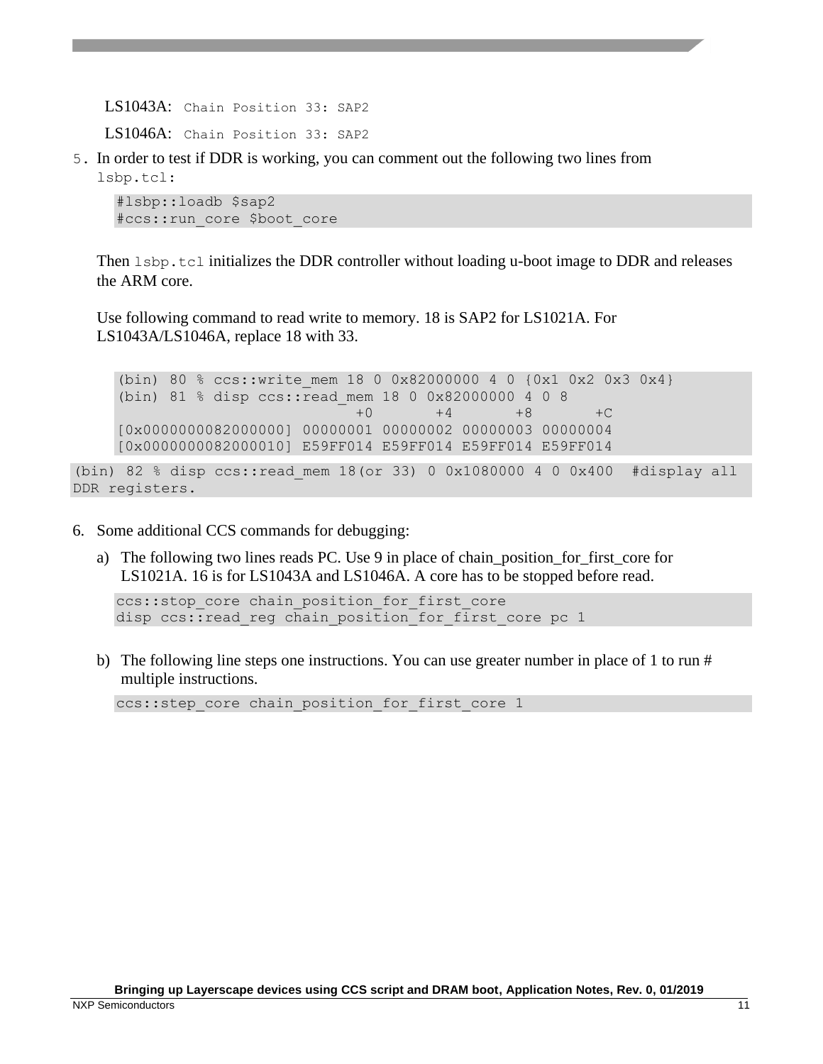LS1043A: `Chain Position 33: SAP2`

LS1046A: `Chain Position 33: SAP2`

5. In order to test if DDR is working, you can comment out the following two lines from `lsbp.tcl`:

```
#lsbp::loadb $sap2
#ccs::run_core $boot_core
```

Then `lsbp.tcl` initializes the DDR controller without loading u-boot image to DDR and releases the ARM core.

Use following command to read write to memory. 18 is SAP2 for LS1021A. For LS1043A/LS1046A, replace 18 with 33.

```
(bin) 80 % ccs::write_mem 18 0 0x82000000 4 0 {0x1 0x2 0x3 0x4}
(bin) 81 % disp ccs::read_mem 18 0 0x82000000 4 0 8
                            +0       +4       +8       +C
[0x0000000082000000] 00000001 00000002 00000003 00000004
[0x0000000082000010] E59FF014 E59FF014 E59FF014 E59FF014
```

```
(bin) 82 % disp ccs::read_mem 18(or 33) 0 0x1080000 4 0 0x400  #display all
DDR registers.
```

6. Some additional CCS commands for debugging:

   a) The following two lines reads PC. Use 9 in place of chain_position_for_first_core for LS1021A. 16 is for LS1043A and LS1046A. A core has to be stopped before read.

   ```
   ccs::stop_core chain_position_for_first_core
   disp ccs::read_reg chain_position_for_first_core pc 1
   ```

   b) The following line steps one instructions. You can use greater number in place of 1 to run # multiple instructions.

   ```
   ccs::step_core chain_position_for_first_core 1
   ```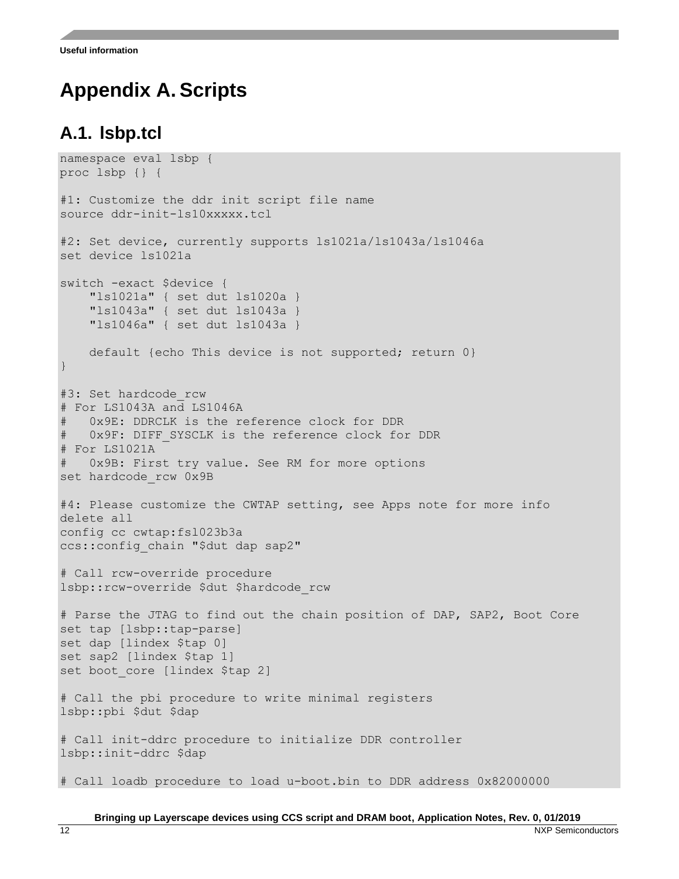# Appendix A. Scripts

## A.1. lsbp.tcl

```
namespace eval lsbp {
proc lsbp {} {

#1: Customize the ddr init script file name
source ddr-init-ls10xxxxx.tcl

#2: Set device, currently supports ls1021a/ls1043a/ls1046a
set device ls1021a

switch -exact $device {
    "ls1021a" { set dut ls1020a }
    "ls1043a" { set dut ls1043a }
    "ls1046a" { set dut ls1043a }

    default {echo This device is not supported; return 0}
}

#3: Set hardcode_rcw
# For LS1043A and LS1046A
#   0x9E: DDRCLK is the reference clock for DDR
#   0x9F: DIFF_SYSCLK is the reference clock for DDR
# For LS1021A
#   0x9B: First try value. See RM for more options
set hardcode_rcw 0x9B

#4: Please customize the CWTAP setting, see Apps note for more info
delete all
config cc cwtap:fsl023b3a
ccs::config_chain "$dut dap sap2"

# Call rcw-override procedure
lsbp::rcw-override $dut $hardcode_rcw

# Parse the JTAG to find out the chain position of DAP, SAP2, Boot Core
set tap [lsbp::tap-parse]
set dap [lindex $tap 0]
set sap2 [lindex $tap 1]
set boot_core [lindex $tap 2]

# Call the pbi procedure to write minimal registers
lsbp::pbi $dut $dap

# Call init-ddrc procedure to initialize DDR controller
lsbp::init-ddrc $dap

# Call loadb procedure to load u-boot.bin to DDR address 0x82000000
```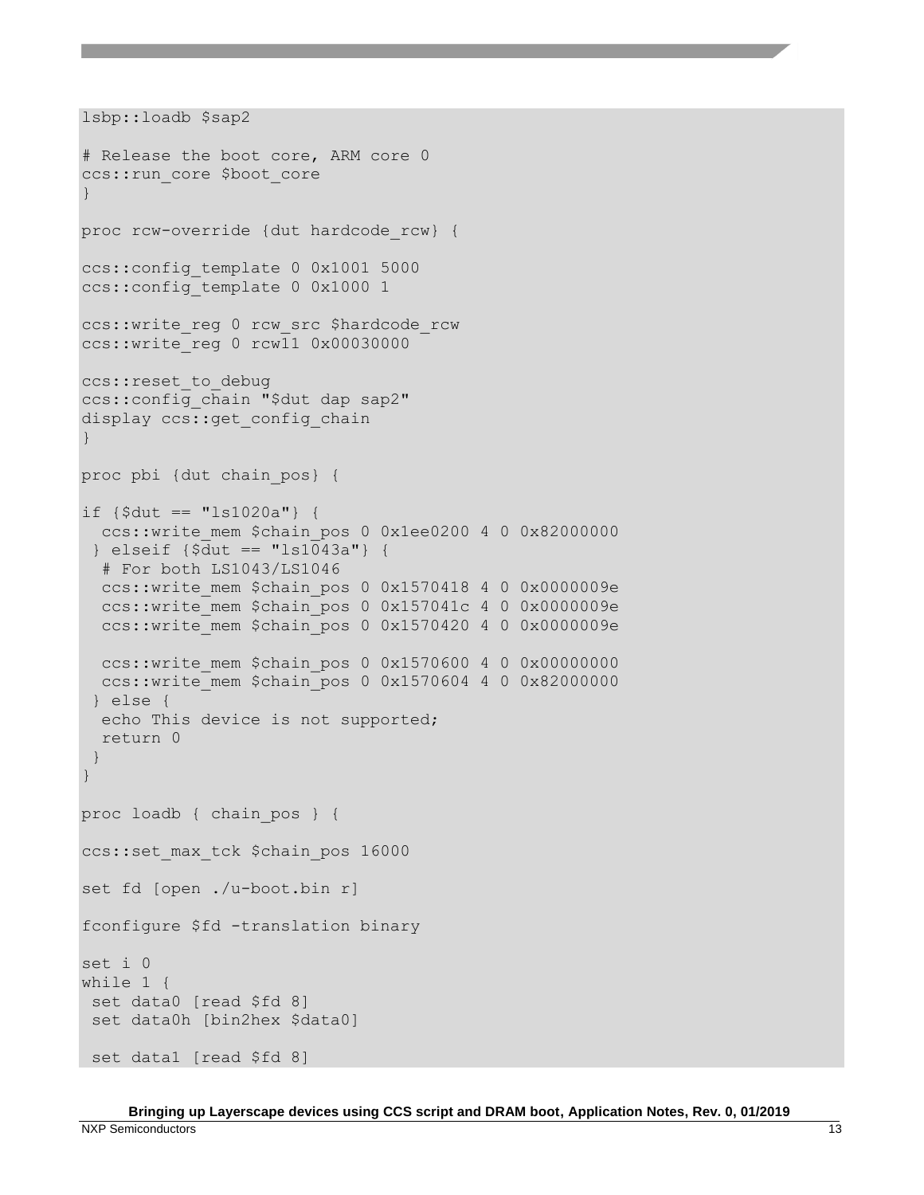```
lsbp::loadb $sap2

# Release the boot core, ARM core 0
ccs::run_core $boot_core
}

proc rcw-override {dut hardcode_rcw} {

ccs::config_template 0 0x1001 5000
ccs::config_template 0 0x1000 1

ccs::write_reg 0 rcw_src $hardcode_rcw
ccs::write_reg 0 rcw11 0x00030000

ccs::reset_to_debug
ccs::config_chain "$dut dap sap2"
display ccs::get_config_chain
}

proc pbi {dut chain_pos} {

if {$dut == "ls1020a"} {
  ccs::write_mem $chain_pos 0 0x1ee0200 4 0 0x82000000
 } elseif {$dut == "ls1043a"} {
  # For both LS1043/LS1046
  ccs::write_mem $chain_pos 0 0x1570418 4 0 0x0000009e
  ccs::write_mem $chain_pos 0 0x157041c 4 0 0x0000009e
  ccs::write_mem $chain_pos 0 0x1570420 4 0 0x0000009e

  ccs::write_mem $chain_pos 0 0x1570600 4 0 0x00000000
  ccs::write_mem $chain_pos 0 0x1570604 4 0 0x82000000
 } else {
  echo This device is not supported;
  return 0
 }
}

proc loadb { chain_pos } {

ccs::set_max_tck $chain_pos 16000

set fd [open ./u-boot.bin r]

fconfigure $fd -translation binary

set i 0
while 1 {
 set data0 [read $fd 8]
 set data0h [bin2hex $data0]

 set data1 [read $fd 8]
```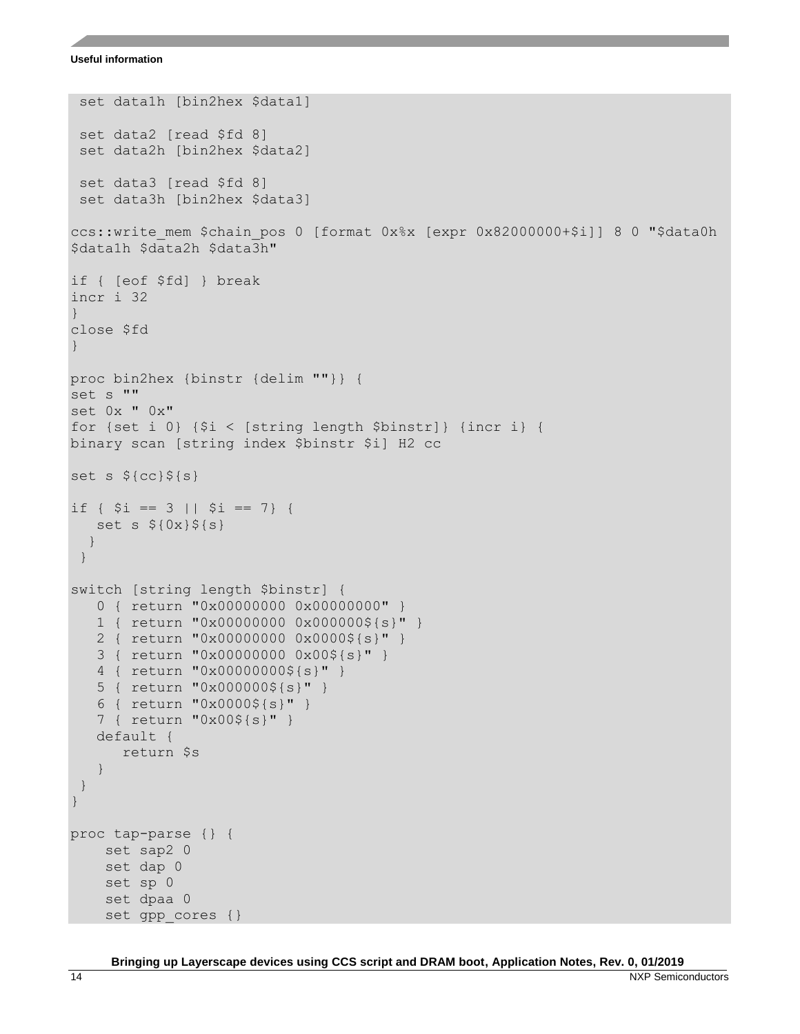```
 set data1h [bin2hex $data1]

 set data2 [read $fd 8]
 set data2h [bin2hex $data2]

 set data3 [read $fd 8]
 set data3h [bin2hex $data3]

ccs::write_mem $chain_pos 0 [format 0x%x [expr 0x82000000+$i]] 8 0 "$data0h
$data1h $data2h $data3h"

if { [eof $fd] } break
incr i 32
}
close $fd
}

proc bin2hex {binstr {delim ""}} {
set s ""
set 0x " 0x"
for {set i 0} {$i < [string length $binstr]} {incr i} {
binary scan [string index $binstr $i] H2 cc

set s ${cc}${s}

if { $i == 3 || $i == 7} {
   set s ${0x}${s}
  }
 }

switch [string length $binstr] {
   0 { return "0x00000000 0x00000000" }
   1 { return "0x00000000 0x000000${s}" }
   2 { return "0x00000000 0x0000${s}" }
   3 { return "0x00000000 0x00${s}" }
   4 { return "0x00000000${s}" }
   5 { return "0x000000${s}" }
   6 { return "0x0000${s}" }
   7 { return "0x00${s}" }
   default {
      return $s
   }
 }
}

proc tap-parse {} {
    set sap2 0
    set dap 0
    set sp 0
    set dpaa 0
    set gpp_cores {}
```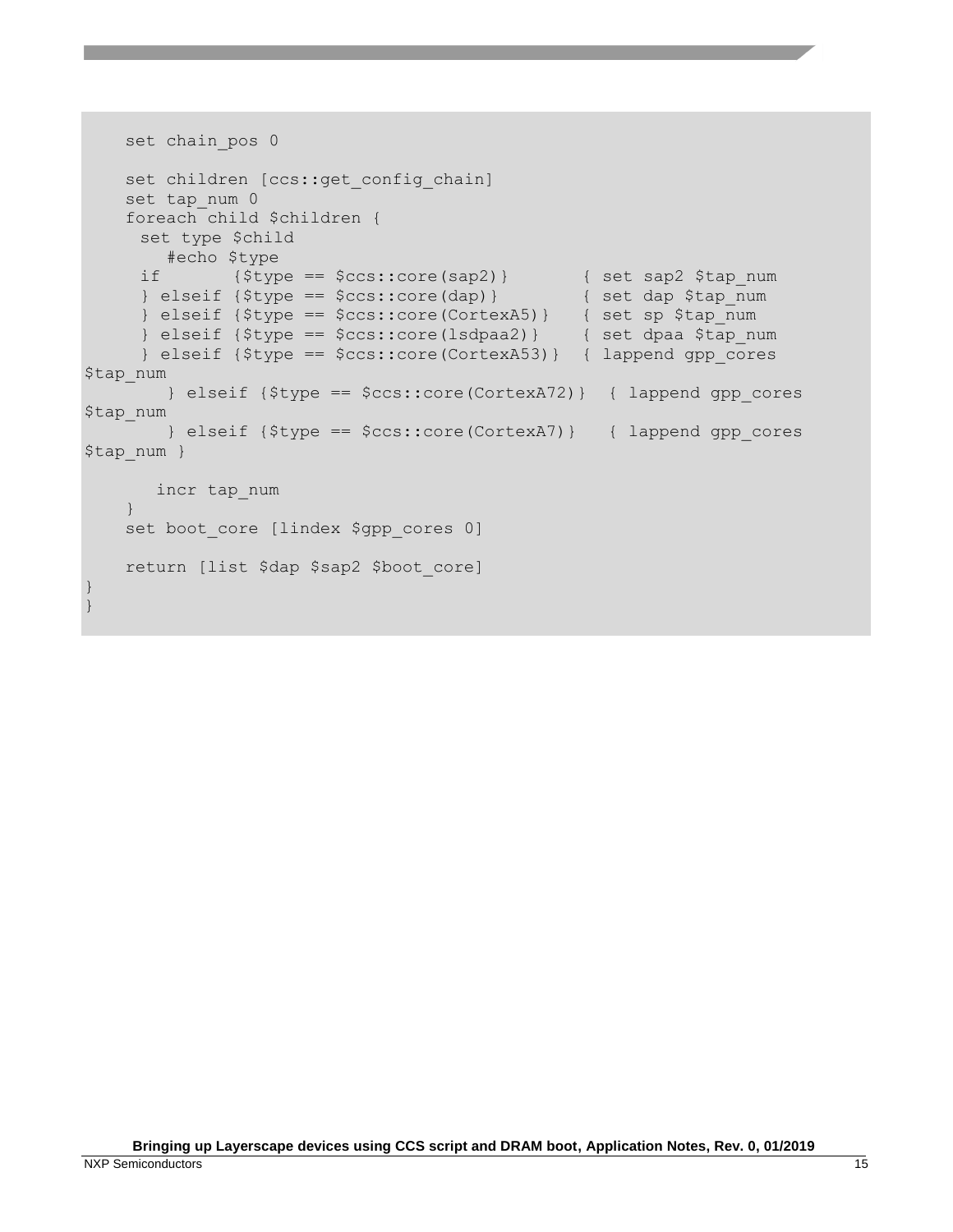```
    set chain_pos 0

    set children [ccs::get_config_chain]
    set tap_num 0
    foreach child $children {
      set type $child
         #echo $type
      if       {$type == $ccs::core(sap2)}       { set sap2 $tap_num
      } elseif {$type == $ccs::core(dap)}        { set dap $tap_num
      } elseif {$type == $ccs::core(CortexA5)}   { set sp $tap_num
      } elseif {$type == $ccs::core(lsdpaa2)}    { set dpaa $tap_num
      } elseif {$type == $ccs::core(CortexA53)}  { lappend gpp_cores
$tap_num
         } elseif {$type == $ccs::core(CortexA72)}  { lappend gpp_cores
$tap_num
         } elseif {$type == $ccs::core(CortexA7)}   { lappend gpp_cores
$tap_num }

       incr tap_num
    }
    set boot_core [lindex $gpp_cores 0]

    return [list $dap $sap2 $boot_core]
}
}
```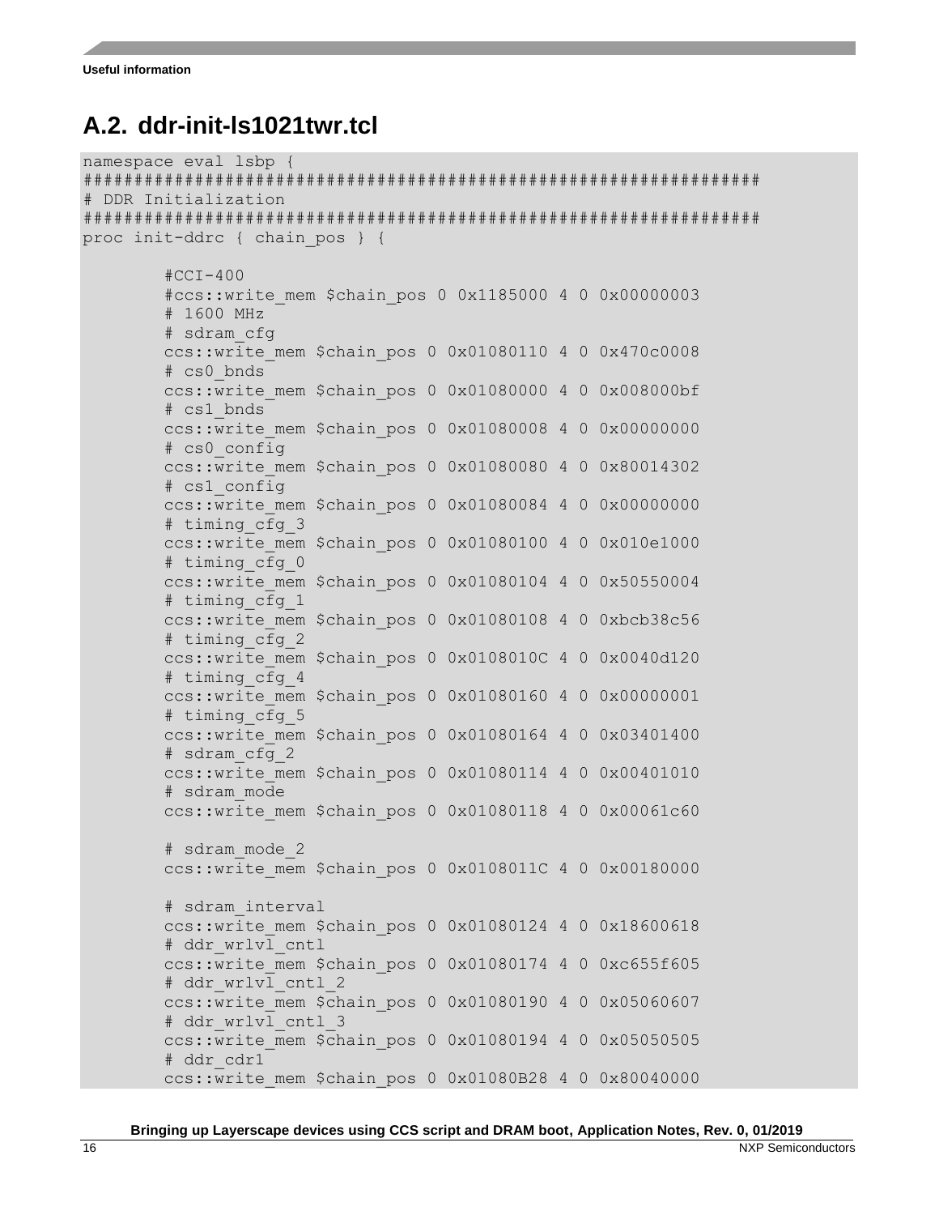## A.2. ddr-init-ls1021twr.tcl

```
namespace eval lsbp {
#################################################################
# DDR Initialization
#################################################################
proc init-ddrc { chain_pos } {

        #CCI-400
        #ccs::write_mem $chain_pos 0 0x1185000 4 0 0x00000003
        # 1600 MHz
        # sdram_cfg
        ccs::write_mem $chain_pos 0 0x01080110 4 0 0x470c0008
        # cs0_bnds
        ccs::write_mem $chain_pos 0 0x01080000 4 0 0x008000bf
        # cs1_bnds
        ccs::write_mem $chain_pos 0 0x01080008 4 0 0x00000000
        # cs0_config
        ccs::write_mem $chain_pos 0 0x01080080 4 0 0x80014302
        # cs1_config
        ccs::write_mem $chain_pos 0 0x01080084 4 0 0x00000000
        # timing_cfg_3
        ccs::write_mem $chain_pos 0 0x01080100 4 0 0x010e1000
        # timing_cfg_0
        ccs::write_mem $chain_pos 0 0x01080104 4 0 0x50550004
        # timing_cfg_1
        ccs::write_mem $chain_pos 0 0x01080108 4 0 0xbcb38c56
        # timing_cfg_2
        ccs::write_mem $chain_pos 0 0x0108010C 4 0 0x0040d120
        # timing_cfg_4
        ccs::write_mem $chain_pos 0 0x01080160 4 0 0x00000001
        # timing_cfg_5
        ccs::write_mem $chain_pos 0 0x01080164 4 0 0x03401400
        # sdram_cfg_2
        ccs::write_mem $chain_pos 0 0x01080114 4 0 0x00401010
        # sdram_mode
        ccs::write_mem $chain_pos 0 0x01080118 4 0 0x00061c60

        # sdram_mode_2
        ccs::write_mem $chain_pos 0 0x0108011C 4 0 0x00180000

        # sdram_interval
        ccs::write_mem $chain_pos 0 0x01080124 4 0 0x18600618
        # ddr_wrlvl_cntl
        ccs::write_mem $chain_pos 0 0x01080174 4 0 0xc655f605
        # ddr_wrlvl_cntl_2
        ccs::write_mem $chain_pos 0 0x01080190 4 0 0x05060607
        # ddr_wrlvl_cntl_3
        ccs::write_mem $chain_pos 0 0x01080194 4 0 0x05050505
        # ddr_cdr1
        ccs::write_mem $chain_pos 0 0x01080B28 4 0 0x80040000
```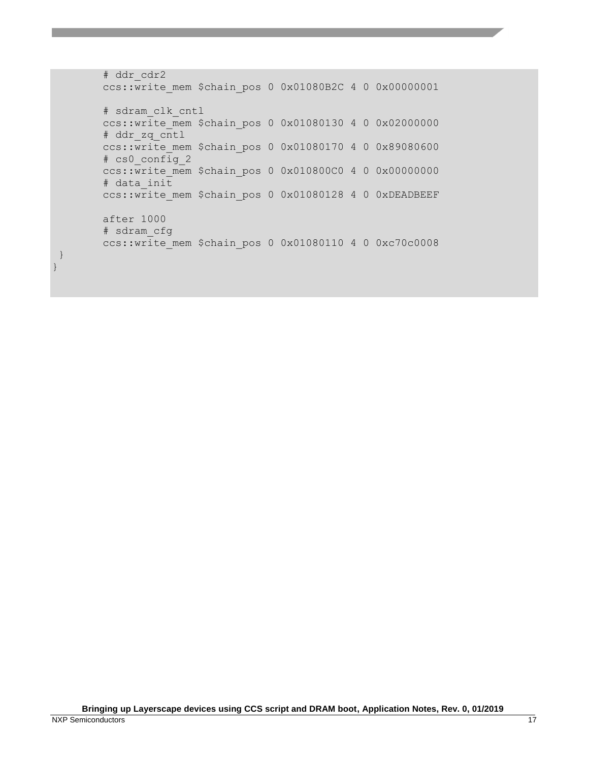```
        # ddr_cdr2
        ccs::write_mem $chain_pos 0 0x01080B2C 4 0 0x00000001

        # sdram_clk_cntl
        ccs::write_mem $chain_pos 0 0x01080130 4 0 0x02000000
        # ddr_zq_cntl
        ccs::write_mem $chain_pos 0 0x01080170 4 0 0x89080600
        # cs0_config_2
        ccs::write_mem $chain_pos 0 0x010800C0 4 0 0x00000000
        # data_init
        ccs::write_mem $chain_pos 0 0x01080128 4 0 0xDEADBEEF

        after 1000
        # sdram_cfg
        ccs::write_mem $chain_pos 0 0x01080110 4 0 0xc70c0008
 }
}
```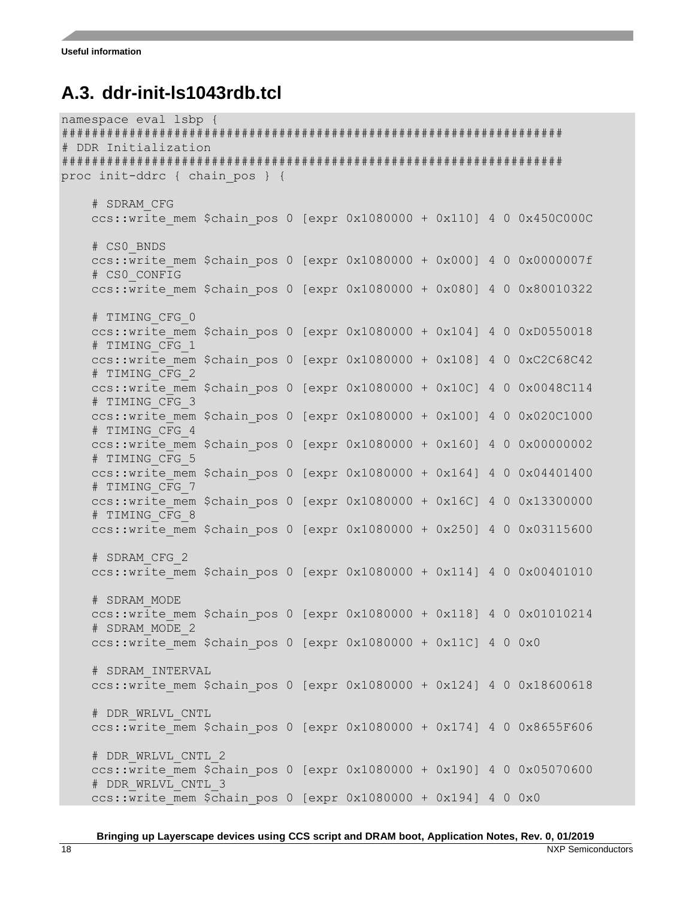## A.3. ddr-init-ls1043rdb.tcl

```
namespace eval lsbp {
####################################################################
# DDR Initialization
####################################################################
proc init-ddrc { chain_pos } {

    # SDRAM_CFG
    ccs::write_mem $chain_pos 0 [expr 0x1080000 + 0x110] 4 0 0x450C000C

    # CS0_BNDS
    ccs::write_mem $chain_pos 0 [expr 0x1080000 + 0x000] 4 0 0x0000007f
    # CS0_CONFIG
    ccs::write_mem $chain_pos 0 [expr 0x1080000 + 0x080] 4 0 0x80010322

    # TIMING_CFG_0
    ccs::write_mem $chain_pos 0 [expr 0x1080000 + 0x104] 4 0 0xD0550018
    # TIMING_CFG_1
    ccs::write_mem $chain_pos 0 [expr 0x1080000 + 0x108] 4 0 0xC2C68C42
    # TIMING_CFG_2
    ccs::write_mem $chain_pos 0 [expr 0x1080000 + 0x10C] 4 0 0x0048C114
    # TIMING_CFG_3
    ccs::write_mem $chain_pos 0 [expr 0x1080000 + 0x100] 4 0 0x020C1000
    # TIMING_CFG_4
    ccs::write_mem $chain_pos 0 [expr 0x1080000 + 0x160] 4 0 0x00000002
    # TIMING_CFG_5
    ccs::write_mem $chain_pos 0 [expr 0x1080000 + 0x164] 4 0 0x04401400
    # TIMING_CFG_7
    ccs::write_mem $chain_pos 0 [expr 0x1080000 + 0x16C] 4 0 0x13300000
    # TIMING_CFG_8
    ccs::write_mem $chain_pos 0 [expr 0x1080000 + 0x250] 4 0 0x03115600

    # SDRAM_CFG_2
    ccs::write_mem $chain_pos 0 [expr 0x1080000 + 0x114] 4 0 0x00401010

    # SDRAM_MODE
    ccs::write_mem $chain_pos 0 [expr 0x1080000 + 0x118] 4 0 0x01010214
    # SDRAM_MODE_2
    ccs::write_mem $chain_pos 0 [expr 0x1080000 + 0x11C] 4 0 0x0

    # SDRAM_INTERVAL
    ccs::write_mem $chain_pos 0 [expr 0x1080000 + 0x124] 4 0 0x18600618

    # DDR_WRLVL_CNTL
    ccs::write_mem $chain_pos 0 [expr 0x1080000 + 0x174] 4 0 0x8655F606

    # DDR_WRLVL_CNTL_2
    ccs::write_mem $chain_pos 0 [expr 0x1080000 + 0x190] 4 0 0x05070600
    # DDR_WRLVL_CNTL_3
    ccs::write_mem $chain_pos 0 [expr 0x1080000 + 0x194] 4 0 0x0
```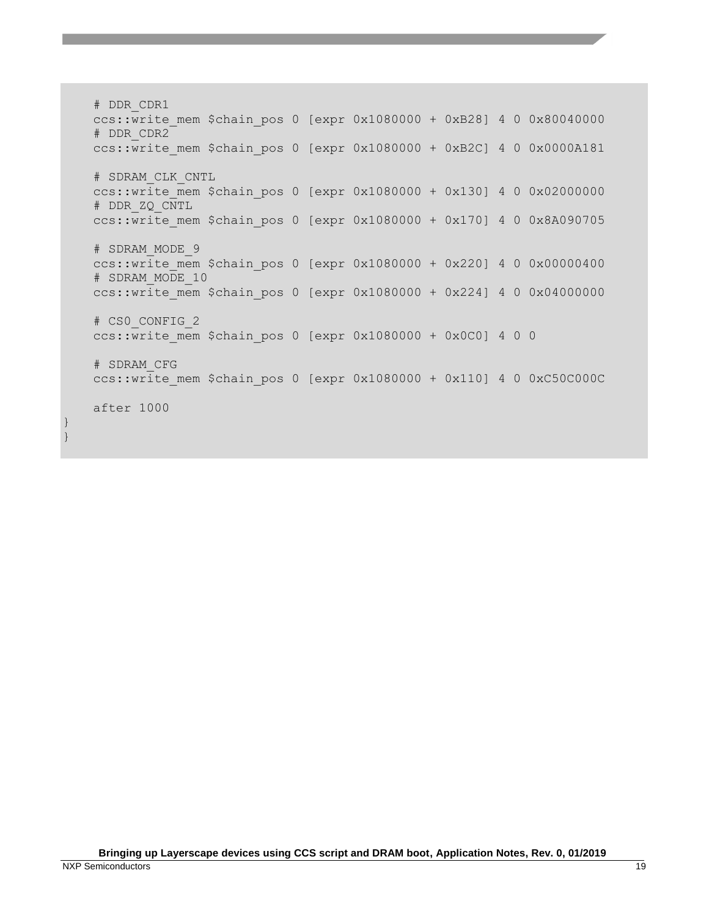```
    # DDR_CDR1
    ccs::write_mem $chain_pos 0 [expr 0x1080000 + 0xB28] 4 0 0x80040000
    # DDR_CDR2
    ccs::write_mem $chain_pos 0 [expr 0x1080000 + 0xB2C] 4 0 0x0000A181

    # SDRAM_CLK_CNTL
    ccs::write_mem $chain_pos 0 [expr 0x1080000 + 0x130] 4 0 0x02000000
    # DDR_ZQ_CNTL
    ccs::write_mem $chain_pos 0 [expr 0x1080000 + 0x170] 4 0 0x8A090705

    # SDRAM_MODE_9
    ccs::write_mem $chain_pos 0 [expr 0x1080000 + 0x220] 4 0 0x00000400
    # SDRAM_MODE_10
    ccs::write_mem $chain_pos 0 [expr 0x1080000 + 0x224] 4 0 0x04000000

    # CS0_CONFIG_2
    ccs::write_mem $chain_pos 0 [expr 0x1080000 + 0x0C0] 4 0 0

    # SDRAM_CFG
    ccs::write_mem $chain_pos 0 [expr 0x1080000 + 0x110] 4 0 0xC50C000C

    after 1000
}
}
```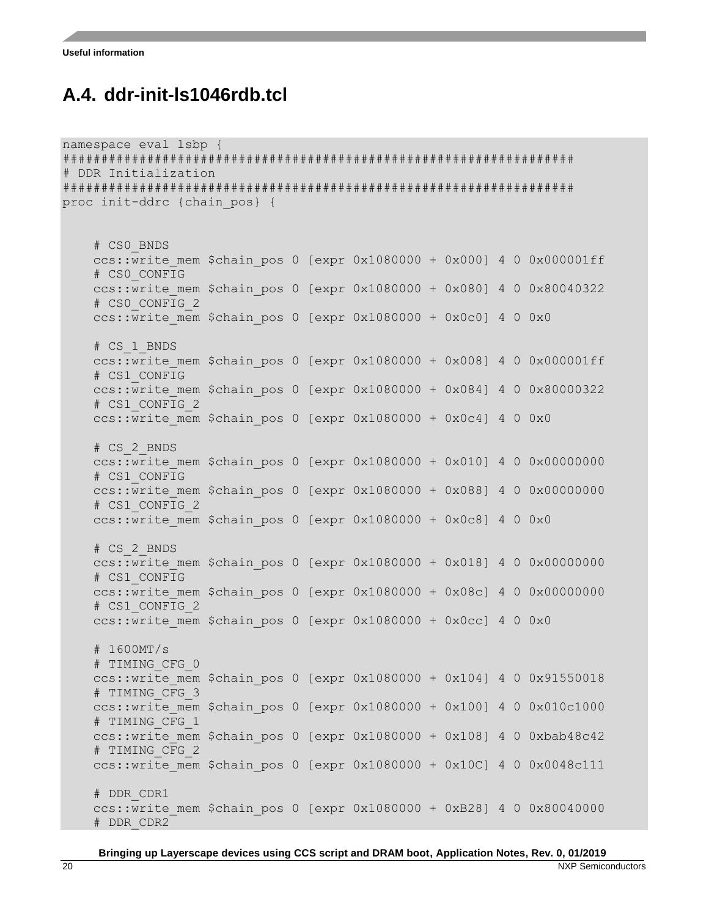## A.4. ddr-init-ls1046rdb.tcl

```
namespace eval lsbp {
##################################################################
# DDR Initialization
##################################################################
proc init-ddrc {chain_pos} {


    # CS0_BNDS
    ccs::write_mem $chain_pos 0 [expr 0x1080000 + 0x000] 4 0 0x000001ff
    # CS0_CONFIG
    ccs::write_mem $chain_pos 0 [expr 0x1080000 + 0x080] 4 0 0x80040322
    # CS0_CONFIG_2
    ccs::write_mem $chain_pos 0 [expr 0x1080000 + 0x0c0] 4 0 0x0

    # CS_1_BNDS
    ccs::write_mem $chain_pos 0 [expr 0x1080000 + 0x008] 4 0 0x000001ff
    # CS1_CONFIG
    ccs::write_mem $chain_pos 0 [expr 0x1080000 + 0x084] 4 0 0x80000322
    # CS1_CONFIG_2
    ccs::write_mem $chain_pos 0 [expr 0x1080000 + 0x0c4] 4 0 0x0

    # CS_2_BNDS
    ccs::write_mem $chain_pos 0 [expr 0x1080000 + 0x010] 4 0 0x00000000
    # CS1_CONFIG
    ccs::write_mem $chain_pos 0 [expr 0x1080000 + 0x088] 4 0 0x00000000
    # CS1_CONFIG_2
    ccs::write_mem $chain_pos 0 [expr 0x1080000 + 0x0c8] 4 0 0x0

    # CS_2_BNDS
    ccs::write_mem $chain_pos 0 [expr 0x1080000 + 0x018] 4 0 0x00000000
    # CS1_CONFIG
    ccs::write_mem $chain_pos 0 [expr 0x1080000 + 0x08c] 4 0 0x00000000
    # CS1_CONFIG_2
    ccs::write_mem $chain_pos 0 [expr 0x1080000 + 0x0cc] 4 0 0x0

    # 1600MT/s
    # TIMING_CFG_0
    ccs::write_mem $chain_pos 0 [expr 0x1080000 + 0x104] 4 0 0x91550018
    # TIMING_CFG_3
    ccs::write_mem $chain_pos 0 [expr 0x1080000 + 0x100] 4 0 0x010c1000
    # TIMING_CFG_1
    ccs::write_mem $chain_pos 0 [expr 0x1080000 + 0x108] 4 0 0xbab48c42
    # TIMING_CFG_2
    ccs::write_mem $chain_pos 0 [expr 0x1080000 + 0x10C] 4 0 0x0048c111

    # DDR_CDR1
    ccs::write_mem $chain_pos 0 [expr 0x1080000 + 0xB28] 4 0 0x80040000
    # DDR_CDR2
```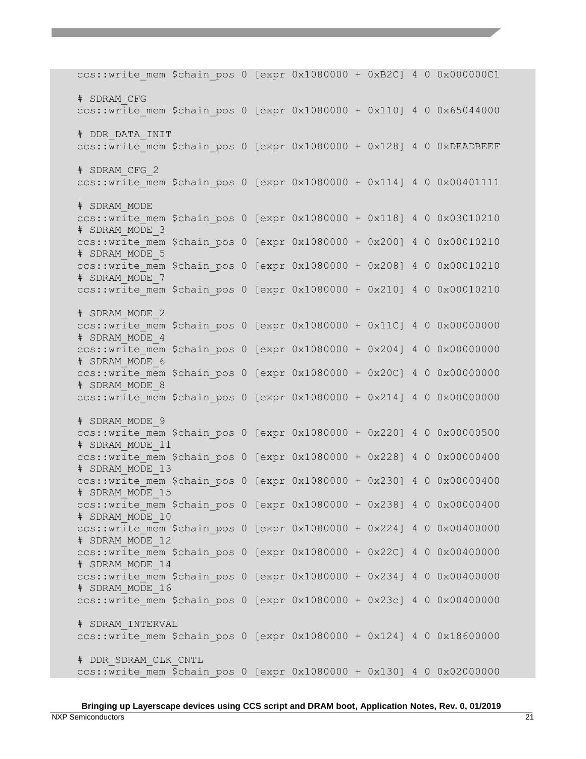```
ccs::write_mem $chain_pos 0 [expr 0x1080000 + 0xB2C] 4 0 0x000000C1

# SDRAM_CFG
ccs::write_mem $chain_pos 0 [expr 0x1080000 + 0x110] 4 0 0x65044000

# DDR_DATA_INIT
ccs::write_mem $chain_pos 0 [expr 0x1080000 + 0x128] 4 0 0xDEADBEEF

# SDRAM_CFG_2
ccs::write_mem $chain_pos 0 [expr 0x1080000 + 0x114] 4 0 0x00401111

# SDRAM_MODE
ccs::write_mem $chain_pos 0 [expr 0x1080000 + 0x118] 4 0 0x03010210
# SDRAM_MODE_3
ccs::write_mem $chain_pos 0 [expr 0x1080000 + 0x200] 4 0 0x00010210
# SDRAM_MODE_5
ccs::write_mem $chain_pos 0 [expr 0x1080000 + 0x208] 4 0 0x00010210
# SDRAM_MODE_7
ccs::write_mem $chain_pos 0 [expr 0x1080000 + 0x210] 4 0 0x00010210

# SDRAM_MODE_2
ccs::write_mem $chain_pos 0 [expr 0x1080000 + 0x11C] 4 0 0x00000000
# SDRAM_MODE_4
ccs::write_mem $chain_pos 0 [expr 0x1080000 + 0x204] 4 0 0x00000000
# SDRAM_MODE_6
ccs::write_mem $chain_pos 0 [expr 0x1080000 + 0x20C] 4 0 0x00000000
# SDRAM_MODE_8
ccs::write_mem $chain_pos 0 [expr 0x1080000 + 0x214] 4 0 0x00000000

# SDRAM_MODE_9
ccs::write_mem $chain_pos 0 [expr 0x1080000 + 0x220] 4 0 0x00000500
# SDRAM_MODE_11
ccs::write_mem $chain_pos 0 [expr 0x1080000 + 0x228] 4 0 0x00000400
# SDRAM_MODE_13
ccs::write_mem $chain_pos 0 [expr 0x1080000 + 0x230] 4 0 0x00000400
# SDRAM_MODE_15
ccs::write_mem $chain_pos 0 [expr 0x1080000 + 0x238] 4 0 0x00000400
# SDRAM_MODE_10
ccs::write_mem $chain_pos 0 [expr 0x1080000 + 0x224] 4 0 0x00400000
# SDRAM_MODE_12
ccs::write_mem $chain_pos 0 [expr 0x1080000 + 0x22C] 4 0 0x00400000
# SDRAM_MODE_14
ccs::write_mem $chain_pos 0 [expr 0x1080000 + 0x234] 4 0 0x00400000
# SDRAM_MODE_16
ccs::write_mem $chain_pos 0 [expr 0x1080000 + 0x23c] 4 0 0x00400000

# SDRAM_INTERVAL
ccs::write_mem $chain_pos 0 [expr 0x1080000 + 0x124] 4 0 0x18600000

# DDR_SDRAM_CLK_CNTL
ccs::write_mem $chain_pos 0 [expr 0x1080000 + 0x130] 4 0 0x02000000
```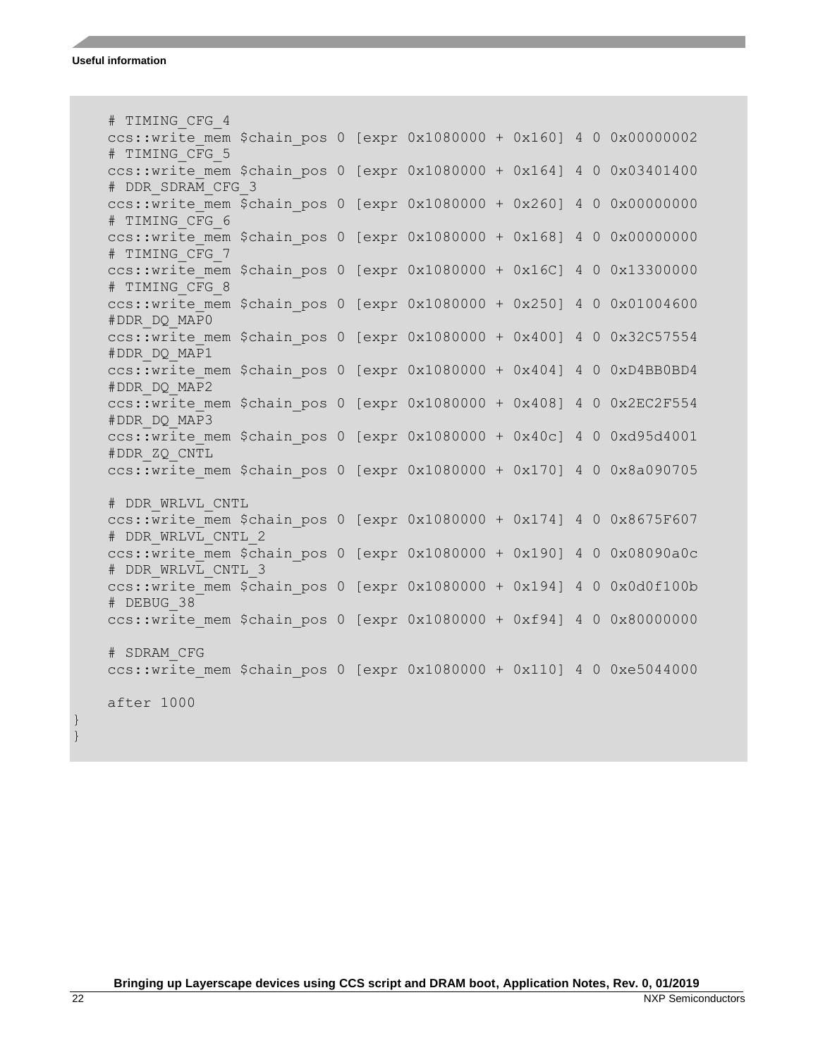```
    # TIMING_CFG_4
    ccs::write_mem $chain_pos 0 [expr 0x1080000 + 0x160] 4 0 0x00000002
    # TIMING_CFG_5
    ccs::write_mem $chain_pos 0 [expr 0x1080000 + 0x164] 4 0 0x03401400
    # DDR_SDRAM_CFG_3
    ccs::write_mem $chain_pos 0 [expr 0x1080000 + 0x260] 4 0 0x00000000
    # TIMING_CFG_6
    ccs::write_mem $chain_pos 0 [expr 0x1080000 + 0x168] 4 0 0x00000000
    # TIMING_CFG_7
    ccs::write_mem $chain_pos 0 [expr 0x1080000 + 0x16C] 4 0 0x13300000
    # TIMING_CFG_8
    ccs::write_mem $chain_pos 0 [expr 0x1080000 + 0x250] 4 0 0x01004600
    #DDR_DQ_MAP0
    ccs::write_mem $chain_pos 0 [expr 0x1080000 + 0x400] 4 0 0x32C57554
    #DDR_DQ_MAP1
    ccs::write_mem $chain_pos 0 [expr 0x1080000 + 0x404] 4 0 0xD4BB0BD4
    #DDR_DQ_MAP2
    ccs::write_mem $chain_pos 0 [expr 0x1080000 + 0x408] 4 0 0x2EC2F554
    #DDR_DQ_MAP3
    ccs::write_mem $chain_pos 0 [expr 0x1080000 + 0x40c] 4 0 0xd95d4001
    #DDR_ZQ_CNTL
    ccs::write_mem $chain_pos 0 [expr 0x1080000 + 0x170] 4 0 0x8a090705

    # DDR_WRLVL_CNTL
    ccs::write_mem $chain_pos 0 [expr 0x1080000 + 0x174] 4 0 0x8675F607
    # DDR_WRLVL_CNTL_2
    ccs::write_mem $chain_pos 0 [expr 0x1080000 + 0x190] 4 0 0x08090a0c
    # DDR_WRLVL_CNTL_3
    ccs::write_mem $chain_pos 0 [expr 0x1080000 + 0x194] 4 0 0x0d0f100b
    # DEBUG_38
    ccs::write_mem $chain_pos 0 [expr 0x1080000 + 0xf94] 4 0 0x80000000

    # SDRAM_CFG
    ccs::write_mem $chain_pos 0 [expr 0x1080000 + 0x110] 4 0 0xe5044000

    after 1000
}
}
```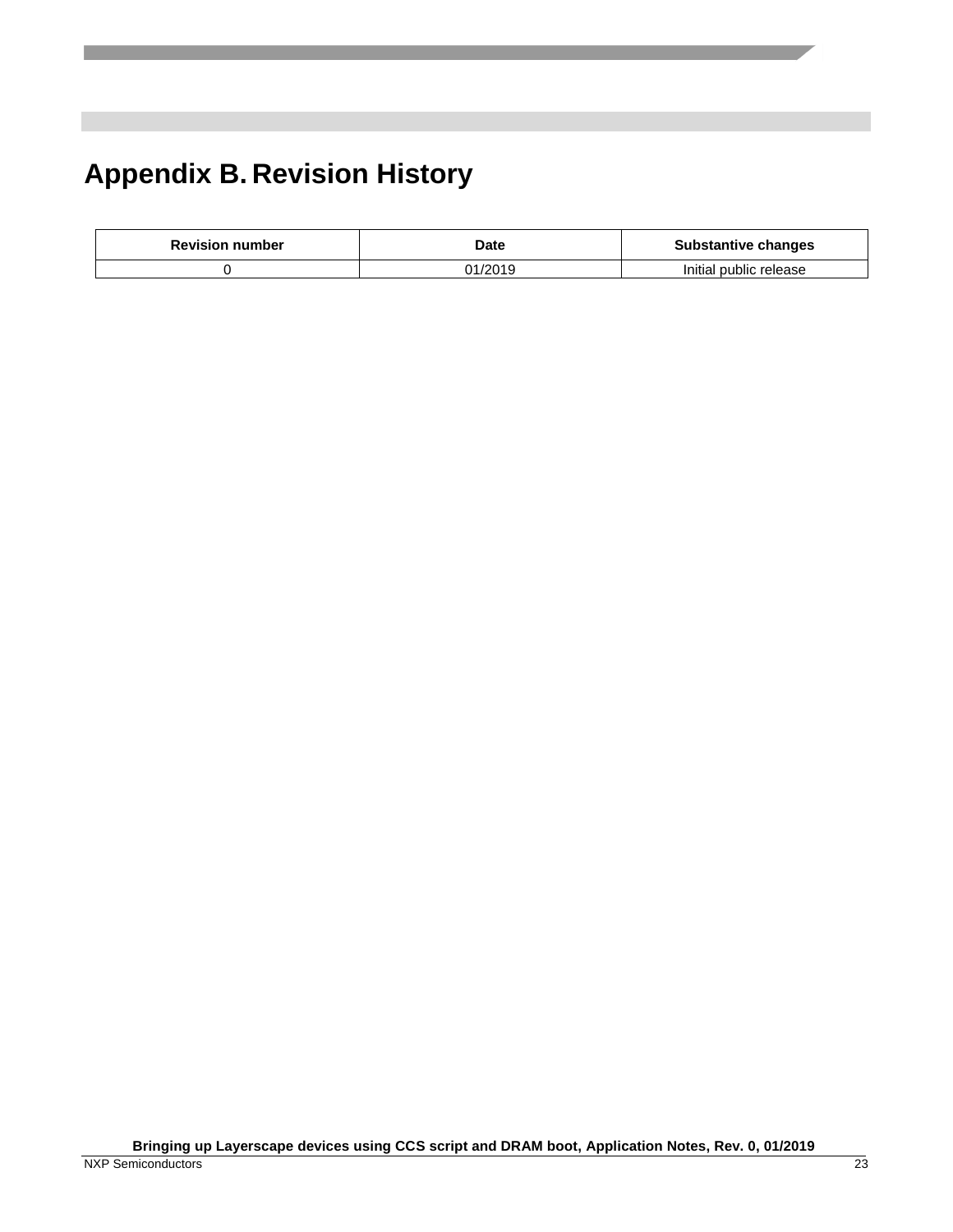# Appendix B. Revision History

| Revision number | Date | Substantive changes |
|---|---|---|
| 0 | 01/2019 | Initial public release |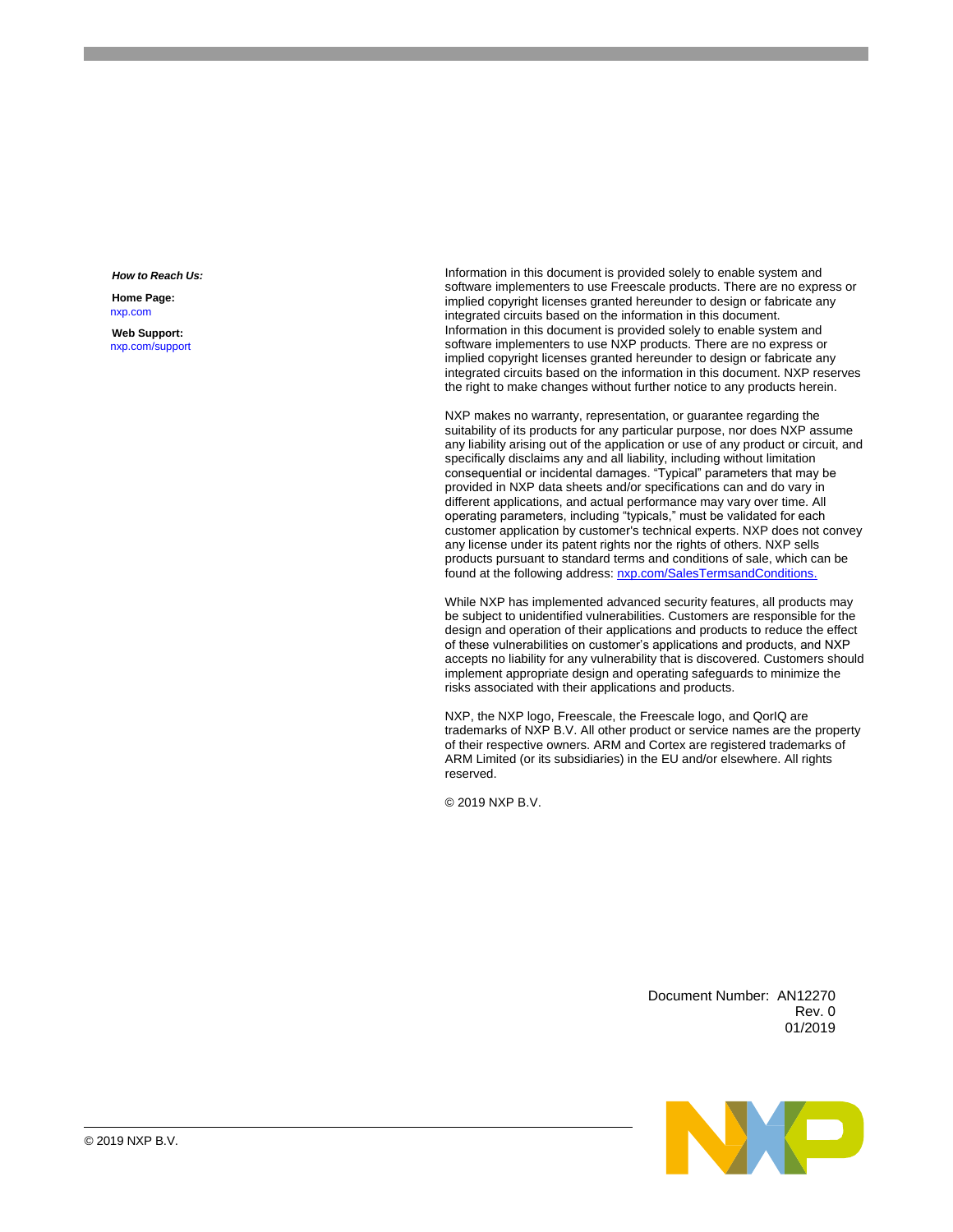***How to Reach Us:***

**Home Page:**
nxp.com

**Web Support:**
nxp.com/support

Information in this document is provided solely to enable system and software implementers to use Freescale products. There are no express or implied copyright licenses granted hereunder to design or fabricate any integrated circuits based on the information in this document.
Information in this document is provided solely to enable system and software implementers to use NXP products. There are no express or implied copyright licenses granted hereunder to design or fabricate any integrated circuits based on the information in this document. NXP reserves the right to make changes without further notice to any products herein.

NXP makes no warranty, representation, or guarantee regarding the suitability of its products for any particular purpose, nor does NXP assume any liability arising out of the application or use of any product or circuit, and specifically disclaims any and all liability, including without limitation consequential or incidental damages. “Typical” parameters that may be provided in NXP data sheets and/or specifications can and do vary in different applications, and actual performance may vary over time. All operating parameters, including “typicals,” must be validated for each customer application by customer's technical experts. NXP does not convey any license under its patent rights nor the rights of others. NXP sells products pursuant to standard terms and conditions of sale, which can be found at the following address: nxp.com/SalesTermsandConditions.

While NXP has implemented advanced security features, all products may be subject to unidentified vulnerabilities. Customers are responsible for the design and operation of their applications and products to reduce the effect of these vulnerabilities on customer's applications and products, and NXP accepts no liability for any vulnerability that is discovered. Customers should implement appropriate design and operating safeguards to minimize the risks associated with their applications and products.

NXP, the NXP logo, Freescale, the Freescale logo, and QorIQ are trademarks of NXP B.V. All other product or service names are the property of their respective owners. ARM and Cortex are registered trademarks of ARM Limited (or its subsidiaries) in the EU and/or elsewhere. All rights reserved.

© 2019 NXP B.V.

Document Number: AN12270
Rev. 0
01/2019